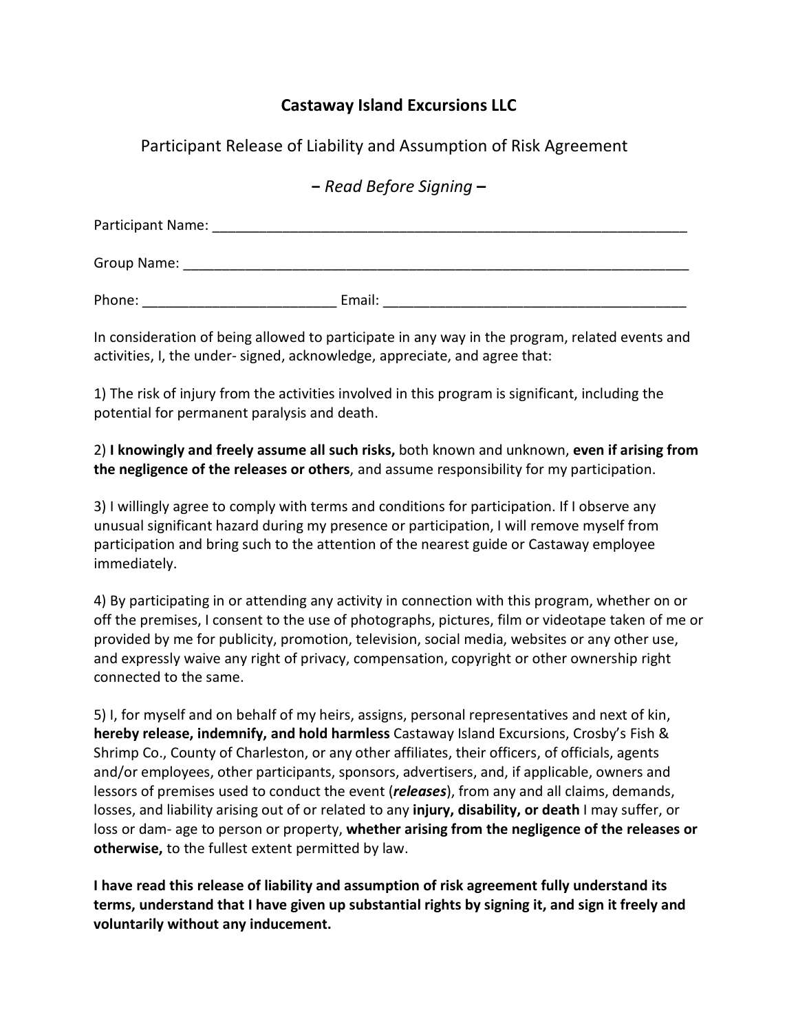# Castaway Island Excursions LLC

## Participant Release of Liability and Assumption of Risk Agreement

**– *Read Before Signing* –**

Participant Name: ______________________________________________________________

Group Name: ________________________________________________________________

Phone: ________________________ Email: ______________________________________

In consideration of being allowed to participate in any way in the program, related events and activities, I, the under- signed, acknowledge, appreciate, and agree that:

1) The risk of injury from the activities involved in this program is significant, including the potential for permanent paralysis and death.

2) **I knowingly and freely assume all such risks,** both known and unknown, **even if arising from the negligence of the releases or others**, and assume responsibility for my participation.

3) I willingly agree to comply with terms and conditions for participation. If I observe any unusual significant hazard during my presence or participation, I will remove myself from participation and bring such to the attention of the nearest guide or Castaway employee immediately.

4) By participating in or attending any activity in connection with this program, whether on or off the premises, I consent to the use of photographs, pictures, film or videotape taken of me or provided by me for publicity, promotion, television, social media, websites or any other use, and expressly waive any right of privacy, compensation, copyright or other ownership right connected to the same.

5) I, for myself and on behalf of my heirs, assigns, personal representatives and next of kin, **hereby release, indemnify, and hold harmless** Castaway Island Excursions, Crosby's Fish & Shrimp Co., County of Charleston, or any other affiliates, their officers, of officials, agents and/or employees, other participants, sponsors, advertisers, and, if applicable, owners and lessors of premises used to conduct the event (***releases***), from any and all claims, demands, losses, and liability arising out of or related to any **injury, disability, or death** I may suffer, or loss or dam- age to person or property, **whether arising from the negligence of the releases or otherwise,** to the fullest extent permitted by law.

**I have read this release of liability and assumption of risk agreement fully understand its terms, understand that I have given up substantial rights by signing it, and sign it freely and voluntarily without any inducement.**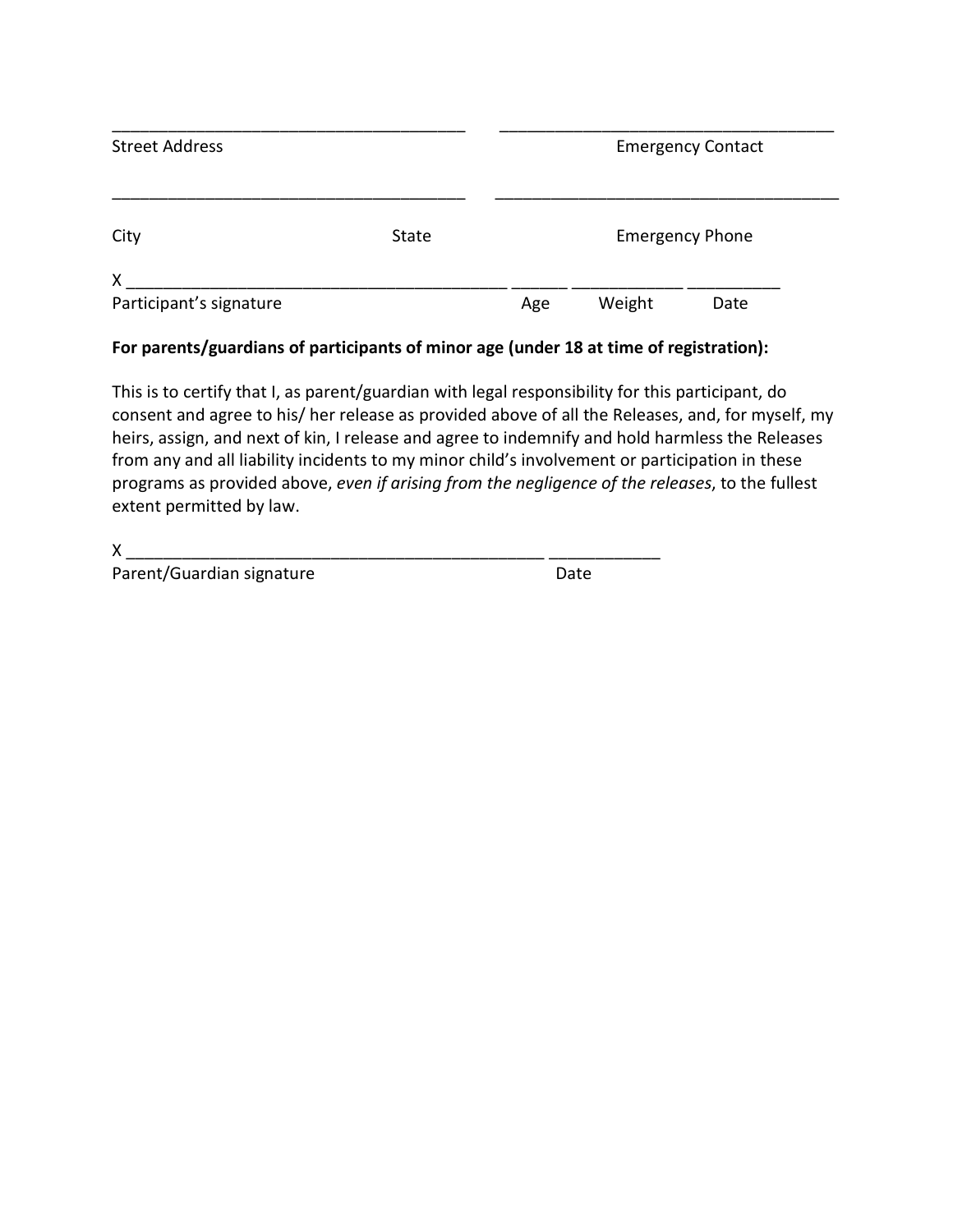\_\_\_\_\_\_\_\_\_\_\_\_\_\_\_\_\_\_\_\_\_\_\_\_\_\_\_\_\_\_\_\_\_\_\_\_\_\_\_ \_\_\_\_\_\_\_\_\_\_\_\_\_\_\_\_\_\_\_\_\_\_\_\_\_\_\_\_\_\_\_\_\_\_\_\_\_\_\_

Street Address Emergency Contact

\_\_\_\_\_\_\_\_\_\_\_\_\_\_\_\_\_\_\_\_\_\_\_\_\_\_\_\_\_\_\_\_\_\_\_\_\_\_\_ \_\_\_\_\_\_\_\_\_\_\_\_\_\_\_\_\_\_\_\_\_\_\_\_\_\_\_\_\_\_\_\_\_\_\_\_\_\_\_

City State Emergency Phone

X \_\_\_\_\_\_\_\_\_\_\_\_\_\_\_\_\_\_\_\_\_\_\_\_\_\_\_\_\_\_\_\_\_\_\_\_\_\_\_\_\_ \_\_\_\_\_\_ \_\_\_\_\_\_\_\_\_\_\_\_ \_\_\_\_\_\_\_\_\_\_

Participant's signature Age Weight Date

**For parents/guardians of participants of minor age (under 18 at time of registration):**

This is to certify that I, as parent/guardian with legal responsibility for this participant, do consent and agree to his/ her release as provided above of all the Releases, and, for myself, my heirs, assign, and next of kin, I release and agree to indemnify and hold harmless the Releases from any and all liability incidents to my minor child's involvement or participation in these programs as provided above, *even if arising from the negligence of the releases*, to the fullest extent permitted by law.

X \_\_\_\_\_\_\_\_\_\_\_\_\_\_\_\_\_\_\_\_\_\_\_\_\_\_\_\_\_\_\_\_\_\_\_\_\_\_\_\_\_\_\_\_\_ \_\_\_\_\_\_\_\_\_\_\_\_

Parent/Guardian signature Date